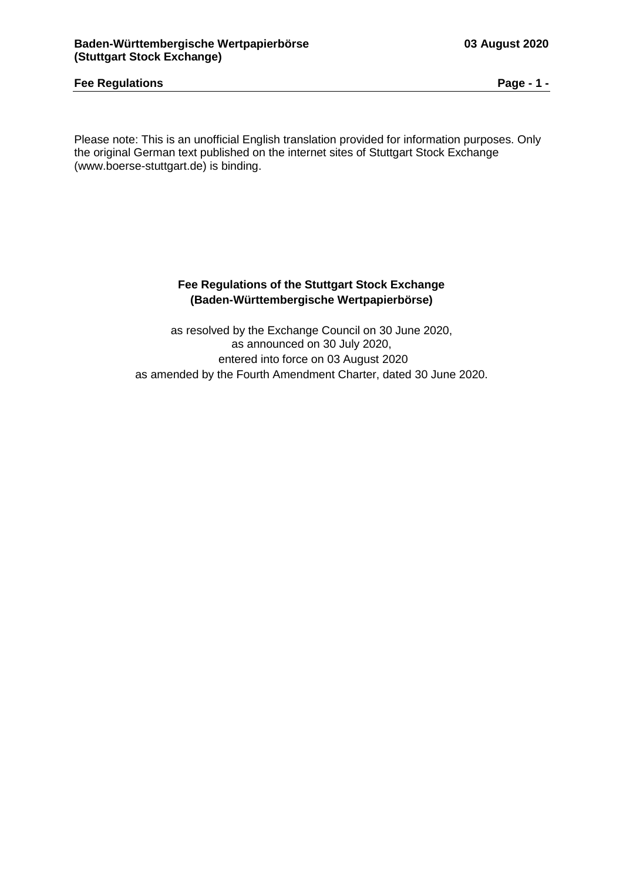Please note: This is an unofficial English translation provided for information purposes. Only the original German text published on the internet sites of Stuttgart Stock Exchange (www.boerse-stuttgart.de) is binding.

# Fee Regulations of the Stuttgart Stock Exchange (Baden-Württembergische Wertpapierbörse)

as resolved by the Exchange Council on 30 June 2020,
as announced on 30 July 2020,
entered into force on 03 August 2020
as amended by the Fourth Amendment Charter, dated 30 June 2020.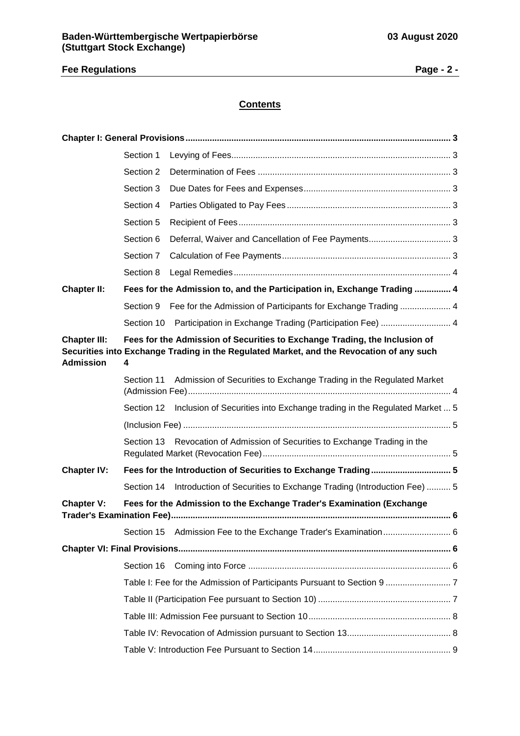## Contents

**Chapter I: General Provisions** ... 3

- Section 1 Levying of Fees ... 3
- Section 2 Determination of Fees ... 3
- Section 3 Due Dates for Fees and Expenses ... 3
- Section 4 Parties Obligated to Pay Fees ... 3
- Section 5 Recipient of Fees ... 3
- Section 6 Deferral, Waiver and Cancellation of Fee Payments ... 3
- Section 7 Calculation of Fee Payments ... 3
- Section 8 Legal Remedies ... 4

**Chapter II: Fees for the Admission to, and the Participation in, Exchange Trading** ... 4

- Section 9 Fee for the Admission of Participants for Exchange Trading ... 4
- Section 10 Participation in Exchange Trading (Participation Fee) ... 4

**Chapter III: Fees for the Admission of Securities to Exchange Trading, the Inclusion of Securities into Exchange Trading in the Regulated Market, and the Revocation of any such Admission** 4

- Section 11 Admission of Securities to Exchange Trading in the Regulated Market (Admission Fee) ... 4
- Section 12 Inclusion of Securities into Exchange trading in the Regulated Market ... 5
- (Inclusion Fee) ... 5
- Section 13 Revocation of Admission of Securities to Exchange Trading in the Regulated Market (Revocation Fee) ... 5

**Chapter IV: Fees for the Introduction of Securities to Exchange Trading** ... 5

- Section 14 Introduction of Securities to Exchange Trading (Introduction Fee) ... 5

**Chapter V: Fees for the Admission to the Exchange Trader's Examination (Exchange Trader's Examination Fee)** ... 6

- Section 15 Admission Fee to the Exchange Trader's Examination ... 6

**Chapter VI: Final Provisions** ... 6

- Section 16 Coming into Force ... 6
- Table I: Fee for the Admission of Participants Pursuant to Section 9 ... 7
- Table II (Participation Fee pursuant to Section 10) ... 7
- Table III: Admission Fee pursuant to Section 10 ... 8
- Table IV: Revocation of Admission pursuant to Section 13 ... 8
- Table V: Introduction Fee Pursuant to Section 14 ... 9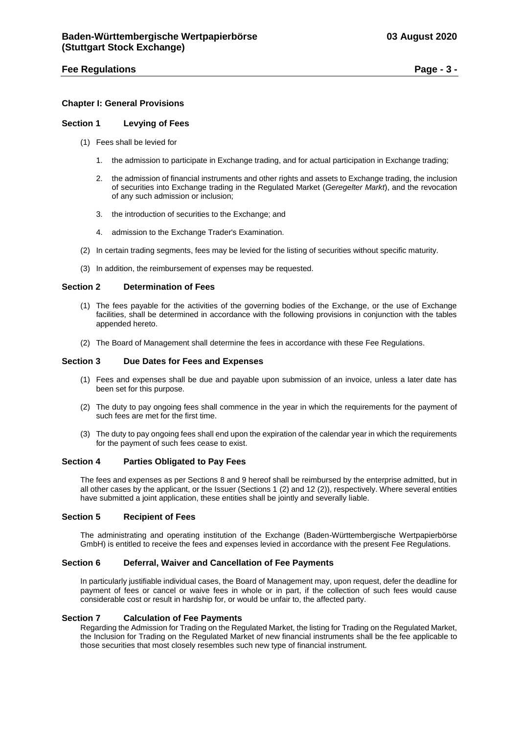## Chapter I: General Provisions

### Section 1 Levying of Fees

(1) Fees shall be levied for

1. the admission to participate in Exchange trading, and for actual participation in Exchange trading;
2. the admission of financial instruments and other rights and assets to Exchange trading, the inclusion of securities into Exchange trading in the Regulated Market (*Geregelter Markt*), and the revocation of any such admission or inclusion;
3. the introduction of securities to the Exchange; and
4. admission to the Exchange Trader's Examination.

(2) In certain trading segments, fees may be levied for the listing of securities without specific maturity.

(3) In addition, the reimbursement of expenses may be requested.

### Section 2 Determination of Fees

(1) The fees payable for the activities of the governing bodies of the Exchange, or the use of Exchange facilities, shall be determined in accordance with the following provisions in conjunction with the tables appended hereto.

(2) The Board of Management shall determine the fees in accordance with these Fee Regulations.

### Section 3 Due Dates for Fees and Expenses

(1) Fees and expenses shall be due and payable upon submission of an invoice, unless a later date has been set for this purpose.

(2) The duty to pay ongoing fees shall commence in the year in which the requirements for the payment of such fees are met for the first time.

(3) The duty to pay ongoing fees shall end upon the expiration of the calendar year in which the requirements for the payment of such fees cease to exist.

### Section 4 Parties Obligated to Pay Fees

The fees and expenses as per Sections 8 and 9 hereof shall be reimbursed by the enterprise admitted, but in all other cases by the applicant, or the Issuer (Sections 1 (2) and 12 (2)), respectively. Where several entities have submitted a joint application, these entities shall be jointly and severally liable.

### Section 5 Recipient of Fees

The administrating and operating institution of the Exchange (Baden-Württembergische Wertpapierbörse GmbH) is entitled to receive the fees and expenses levied in accordance with the present Fee Regulations.

### Section 6 Deferral, Waiver and Cancellation of Fee Payments

In particularly justifiable individual cases, the Board of Management may, upon request, defer the deadline for payment of fees or cancel or waive fees in whole or in part, if the collection of such fees would cause considerable cost or result in hardship for, or would be unfair to, the affected party.

### Section 7 Calculation of Fee Payments

Regarding the Admission for Trading on the Regulated Market, the listing for Trading on the Regulated Market, the Inclusion for Trading on the Regulated Market of new financial instruments shall be the fee applicable to those securities that most closely resembles such new type of financial instrument.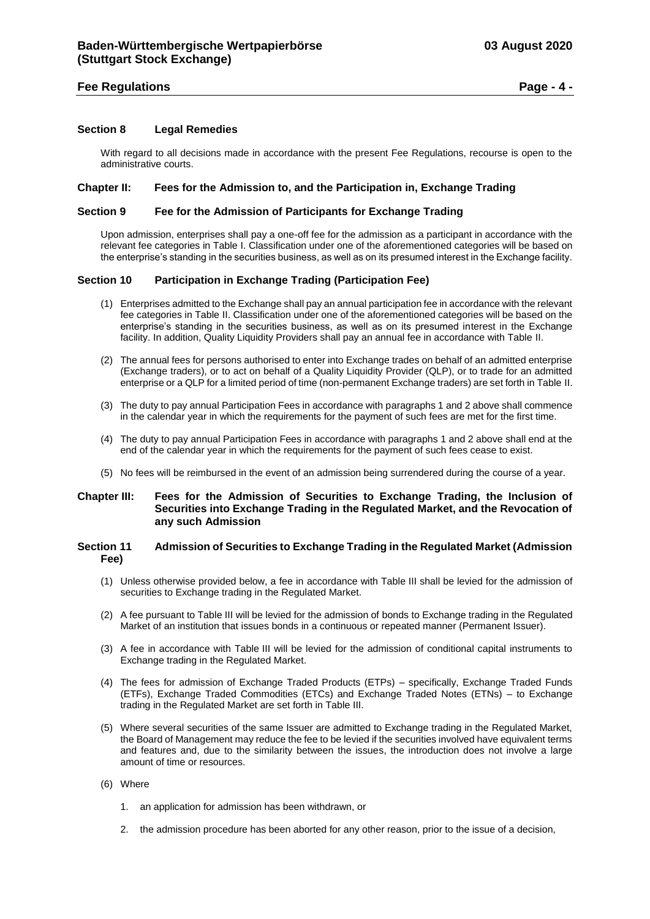### Section 8 Legal Remedies

With regard to all decisions made in accordance with the present Fee Regulations, recourse is open to the administrative courts.

## Chapter II: Fees for the Admission to, and the Participation in, Exchange Trading

### Section 9 Fee for the Admission of Participants for Exchange Trading

Upon admission, enterprises shall pay a one-off fee for the admission as a participant in accordance with the relevant fee categories in Table I. Classification under one of the aforementioned categories will be based on the enterprise's standing in the securities business, as well as on its presumed interest in the Exchange facility.

### Section 10 Participation in Exchange Trading (Participation Fee)

(1) Enterprises admitted to the Exchange shall pay an annual participation fee in accordance with the relevant fee categories in Table II. Classification under one of the aforementioned categories will be based on the enterprise's standing in the securities business, as well as on its presumed interest in the Exchange facility. In addition, Quality Liquidity Providers shall pay an annual fee in accordance with Table II.

(2) The annual fees for persons authorised to enter into Exchange trades on behalf of an admitted enterprise (Exchange traders), or to act on behalf of a Quality Liquidity Provider (QLP), or to trade for an admitted enterprise or a QLP for a limited period of time (non-permanent Exchange traders) are set forth in Table II.

(3) The duty to pay annual Participation Fees in accordance with paragraphs 1 and 2 above shall commence in the calendar year in which the requirements for the payment of such fees are met for the first time.

(4) The duty to pay annual Participation Fees in accordance with paragraphs 1 and 2 above shall end at the end of the calendar year in which the requirements for the payment of such fees cease to exist.

(5) No fees will be reimbursed in the event of an admission being surrendered during the course of a year.

## Chapter III: Fees for the Admission of Securities to Exchange Trading, the Inclusion of Securities into Exchange Trading in the Regulated Market, and the Revocation of any such Admission

### Section 11 Admission of Securities to Exchange Trading in the Regulated Market (Admission Fee)

(1) Unless otherwise provided below, a fee in accordance with Table III shall be levied for the admission of securities to Exchange trading in the Regulated Market.

(2) A fee pursuant to Table III will be levied for the admission of bonds to Exchange trading in the Regulated Market of an institution that issues bonds in a continuous or repeated manner (Permanent Issuer).

(3) A fee in accordance with Table III will be levied for the admission of conditional capital instruments to Exchange trading in the Regulated Market.

(4) The fees for admission of Exchange Traded Products (ETPs) – specifically, Exchange Traded Funds (ETFs), Exchange Traded Commodities (ETCs) and Exchange Traded Notes (ETNs) – to Exchange trading in the Regulated Market are set forth in Table III.

(5) Where several securities of the same Issuer are admitted to Exchange trading in the Regulated Market, the Board of Management may reduce the fee to be levied if the securities involved have equivalent terms and features and, due to the similarity between the issues, the introduction does not involve a large amount of time or resources.

(6) Where

1. an application for admission has been withdrawn, or

2. the admission procedure has been aborted for any other reason, prior to the issue of a decision,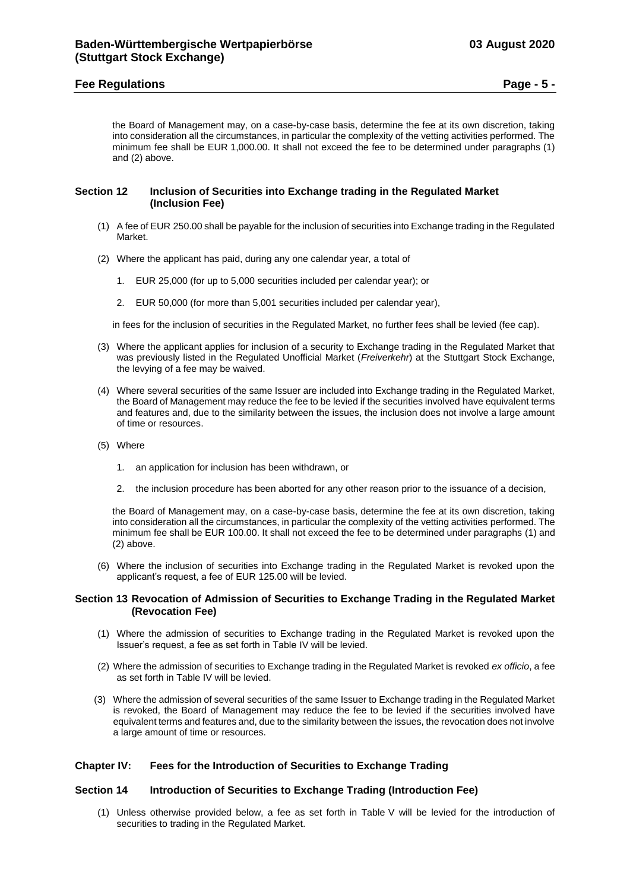the Board of Management may, on a case-by-case basis, determine the fee at its own discretion, taking into consideration all the circumstances, in particular the complexity of the vetting activities performed. The minimum fee shall be EUR 1,000.00. It shall not exceed the fee to be determined under paragraphs (1) and (2) above.

### Section 12 Inclusion of Securities into Exchange trading in the Regulated Market (Inclusion Fee)

(1) A fee of EUR 250.00 shall be payable for the inclusion of securities into Exchange trading in the Regulated Market.

(2) Where the applicant has paid, during any one calendar year, a total of

1. EUR 25,000 (for up to 5,000 securities included per calendar year); or
2. EUR 50,000 (for more than 5,001 securities included per calendar year),

in fees for the inclusion of securities in the Regulated Market, no further fees shall be levied (fee cap).

(3) Where the applicant applies for inclusion of a security to Exchange trading in the Regulated Market that was previously listed in the Regulated Unofficial Market (*Freiverkehr*) at the Stuttgart Stock Exchange, the levying of a fee may be waived.

(4) Where several securities of the same Issuer are included into Exchange trading in the Regulated Market, the Board of Management may reduce the fee to be levied if the securities involved have equivalent terms and features and, due to the similarity between the issues, the inclusion does not involve a large amount of time or resources.

(5) Where

1. an application for inclusion has been withdrawn, or
2. the inclusion procedure has been aborted for any other reason prior to the issuance of a decision,

the Board of Management may, on a case-by-case basis, determine the fee at its own discretion, taking into consideration all the circumstances, in particular the complexity of the vetting activities performed. The minimum fee shall be EUR 100.00. It shall not exceed the fee to be determined under paragraphs (1) and (2) above.

(6) Where the inclusion of securities into Exchange trading in the Regulated Market is revoked upon the applicant's request, a fee of EUR 125.00 will be levied.

### Section 13 Revocation of Admission of Securities to Exchange Trading in the Regulated Market (Revocation Fee)

(1) Where the admission of securities to Exchange trading in the Regulated Market is revoked upon the Issuer's request, a fee as set forth in Table IV will be levied.

(2) Where the admission of securities to Exchange trading in the Regulated Market is revoked *ex officio*, a fee as set forth in Table IV will be levied.

(3) Where the admission of several securities of the same Issuer to Exchange trading in the Regulated Market is revoked, the Board of Management may reduce the fee to be levied if the securities involved have equivalent terms and features and, due to the similarity between the issues, the revocation does not involve a large amount of time or resources.

## Chapter IV: Fees for the Introduction of Securities to Exchange Trading

### Section 14 Introduction of Securities to Exchange Trading (Introduction Fee)

(1) Unless otherwise provided below, a fee as set forth in Table V will be levied for the introduction of securities to trading in the Regulated Market.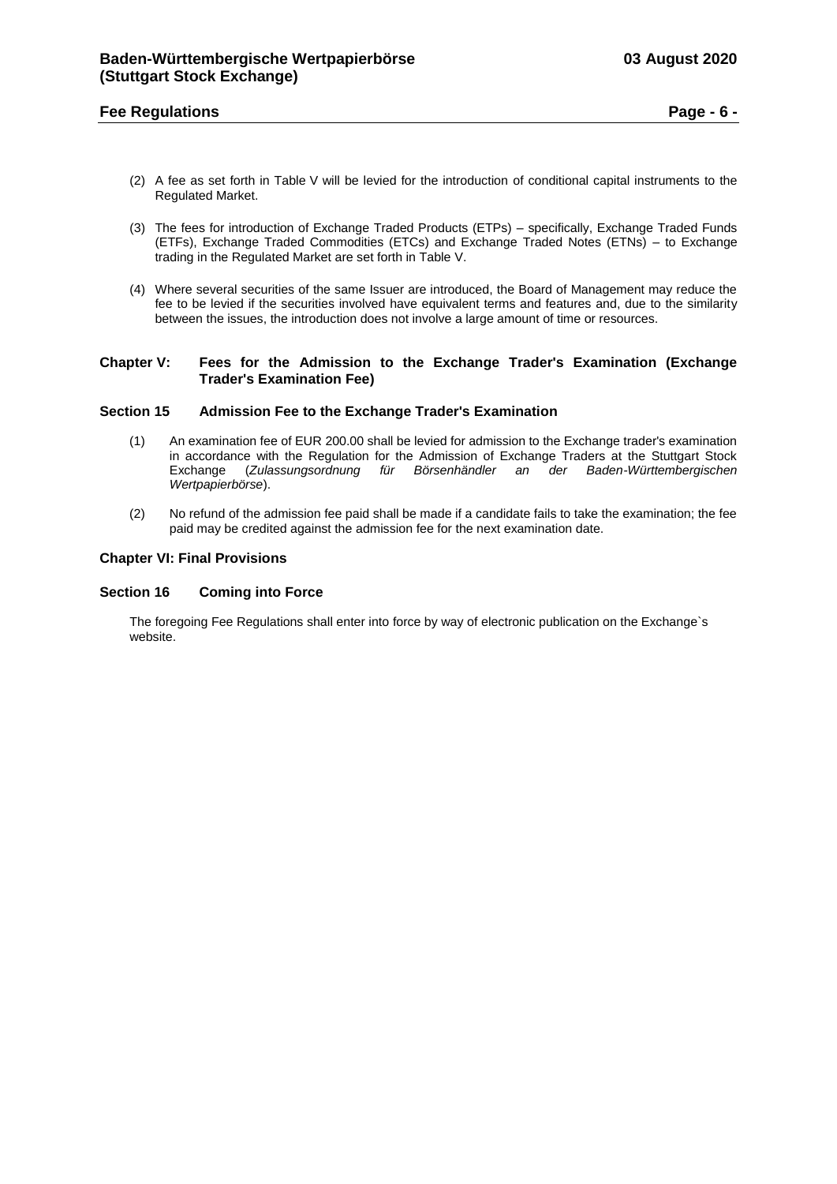(2) A fee as set forth in Table V will be levied for the introduction of conditional capital instruments to the Regulated Market.

(3) The fees for introduction of Exchange Traded Products (ETPs) – specifically, Exchange Traded Funds (ETFs), Exchange Traded Commodities (ETCs) and Exchange Traded Notes (ETNs) – to Exchange trading in the Regulated Market are set forth in Table V.

(4) Where several securities of the same Issuer are introduced, the Board of Management may reduce the fee to be levied if the securities involved have equivalent terms and features and, due to the similarity between the issues, the introduction does not involve a large amount of time or resources.

## Chapter V: Fees for the Admission to the Exchange Trader's Examination (Exchange Trader's Examination Fee)

### Section 15 Admission Fee to the Exchange Trader's Examination

(1) An examination fee of EUR 200.00 shall be levied for admission to the Exchange trader's examination in accordance with the Regulation for the Admission of Exchange Traders at the Stuttgart Stock Exchange (*Zulassungsordnung für Börsenhändler an der Baden-Württembergischen Wertpapierbörse*).

(2) No refund of the admission fee paid shall be made if a candidate fails to take the examination; the fee paid may be credited against the admission fee for the next examination date.

## Chapter VI: Final Provisions

### Section 16 Coming into Force

The foregoing Fee Regulations shall enter into force by way of electronic publication on the Exchange`s website.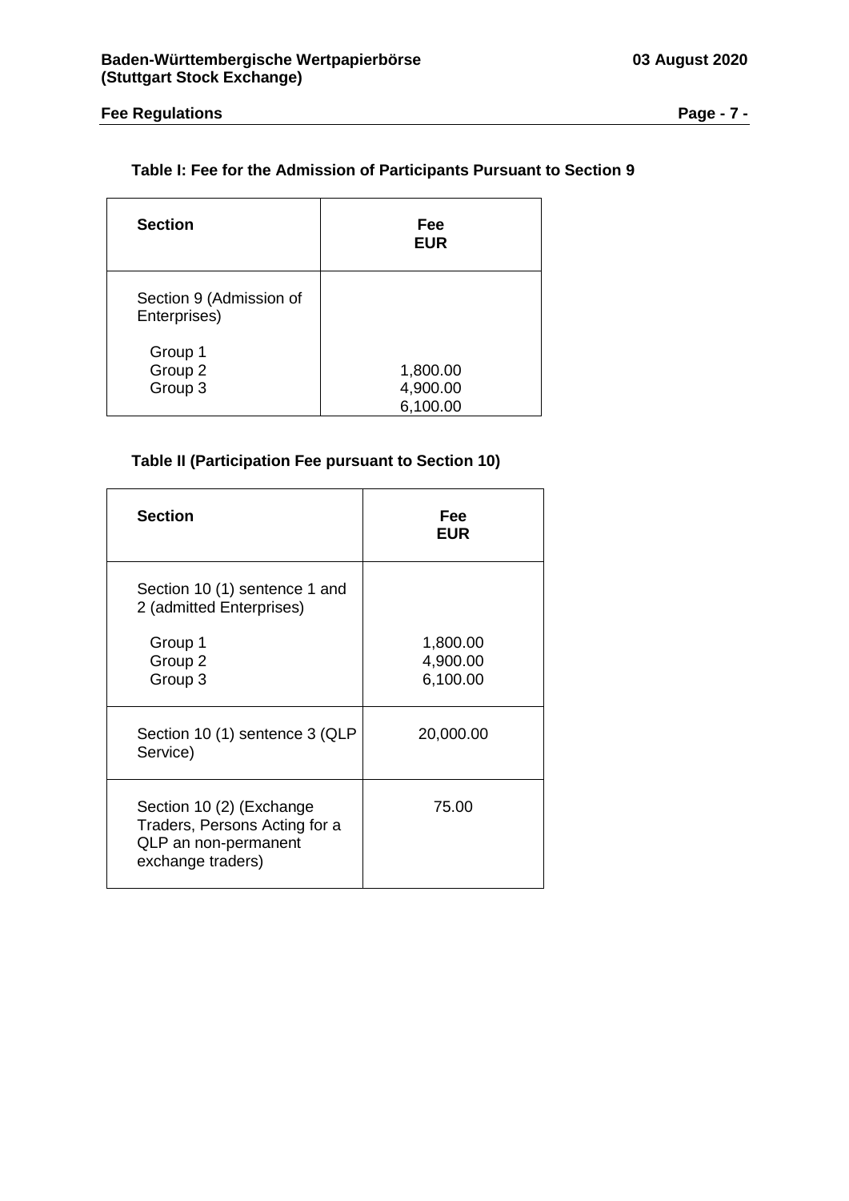### Table I: Fee for the Admission of Participants Pursuant to Section 9

| Section | Fee EUR |
|---|---|
| Section 9 (Admission of Enterprises) | |
| Group 1 | 1,800.00 |
| Group 2 | 4,900.00 |
| Group 3 | 6,100.00 |

### Table II (Participation Fee pursuant to Section 10)

| Section | Fee EUR |
|---|---|
| Section 10 (1) sentence 1 and 2 (admitted Enterprises) | |
| Group 1 | 1,800.00 |
| Group 2 | 4,900.00 |
| Group 3 | 6,100.00 |
| Section 10 (1) sentence 3 (QLP Service) | 20,000.00 |
| Section 10 (2) (Exchange Traders, Persons Acting for a QLP an non-permanent exchange traders) | 75.00 |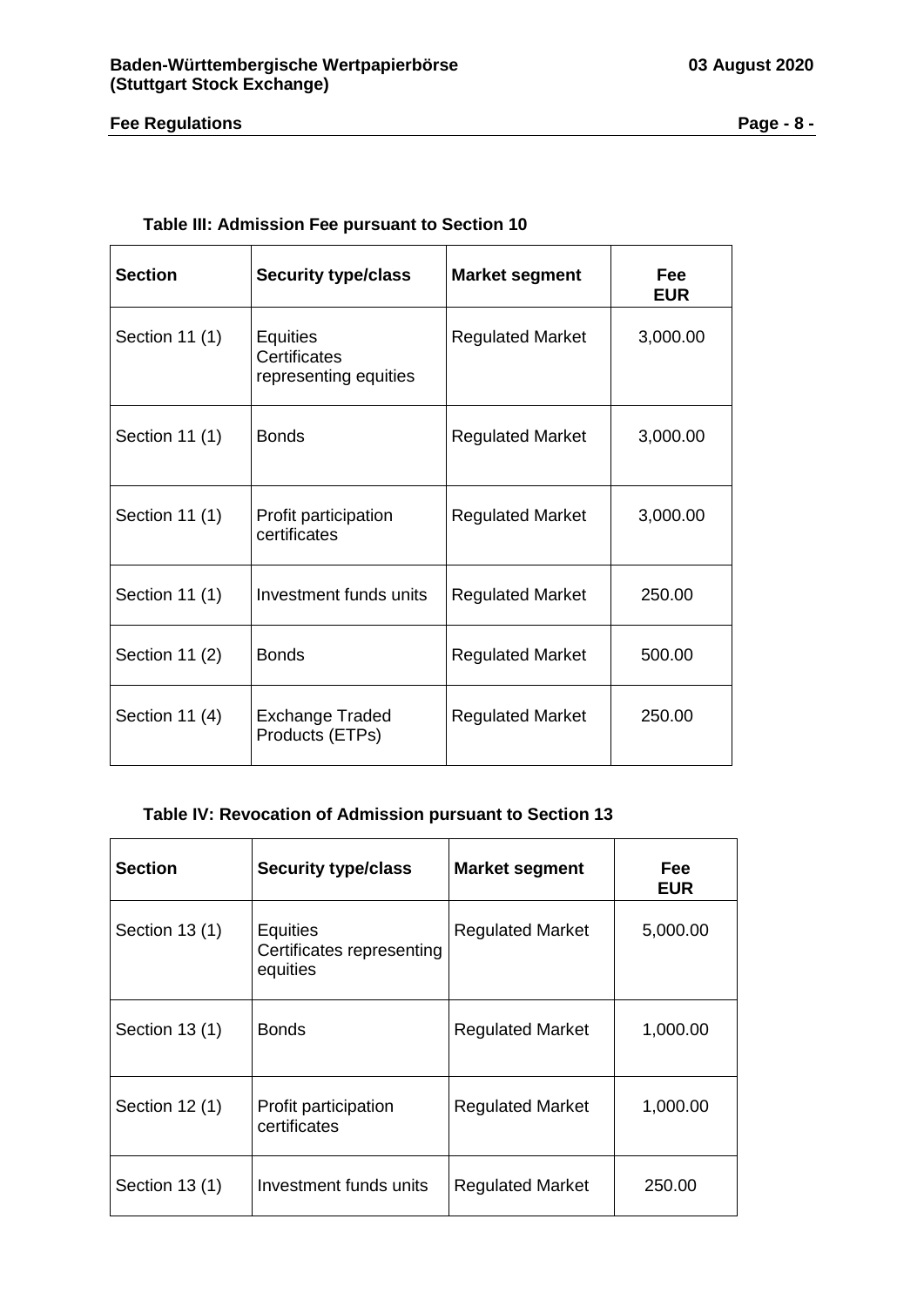**Table III: Admission Fee pursuant to Section 10**

| Section | Security type/class | Market segment | Fee EUR |
|---|---|---|---|
| Section 11 (1) | Equities Certificates representing equities | Regulated Market | 3,000.00 |
| Section 11 (1) | Bonds | Regulated Market | 3,000.00 |
| Section 11 (1) | Profit participation certificates | Regulated Market | 3,000.00 |
| Section 11 (1) | Investment funds units | Regulated Market | 250.00 |
| Section 11 (2) | Bonds | Regulated Market | 500.00 |
| Section 11 (4) | Exchange Traded Products (ETPs) | Regulated Market | 250.00 |

**Table IV: Revocation of Admission pursuant to Section 13**

| Section | Security type/class | Market segment | Fee EUR |
|---|---|---|---|
| Section 13 (1) | Equities Certificates representing equities | Regulated Market | 5,000.00 |
| Section 13 (1) | Bonds | Regulated Market | 1,000.00 |
| Section 12 (1) | Profit participation certificates | Regulated Market | 1,000.00 |
| Section 13 (1) | Investment funds units | Regulated Market | 250.00 |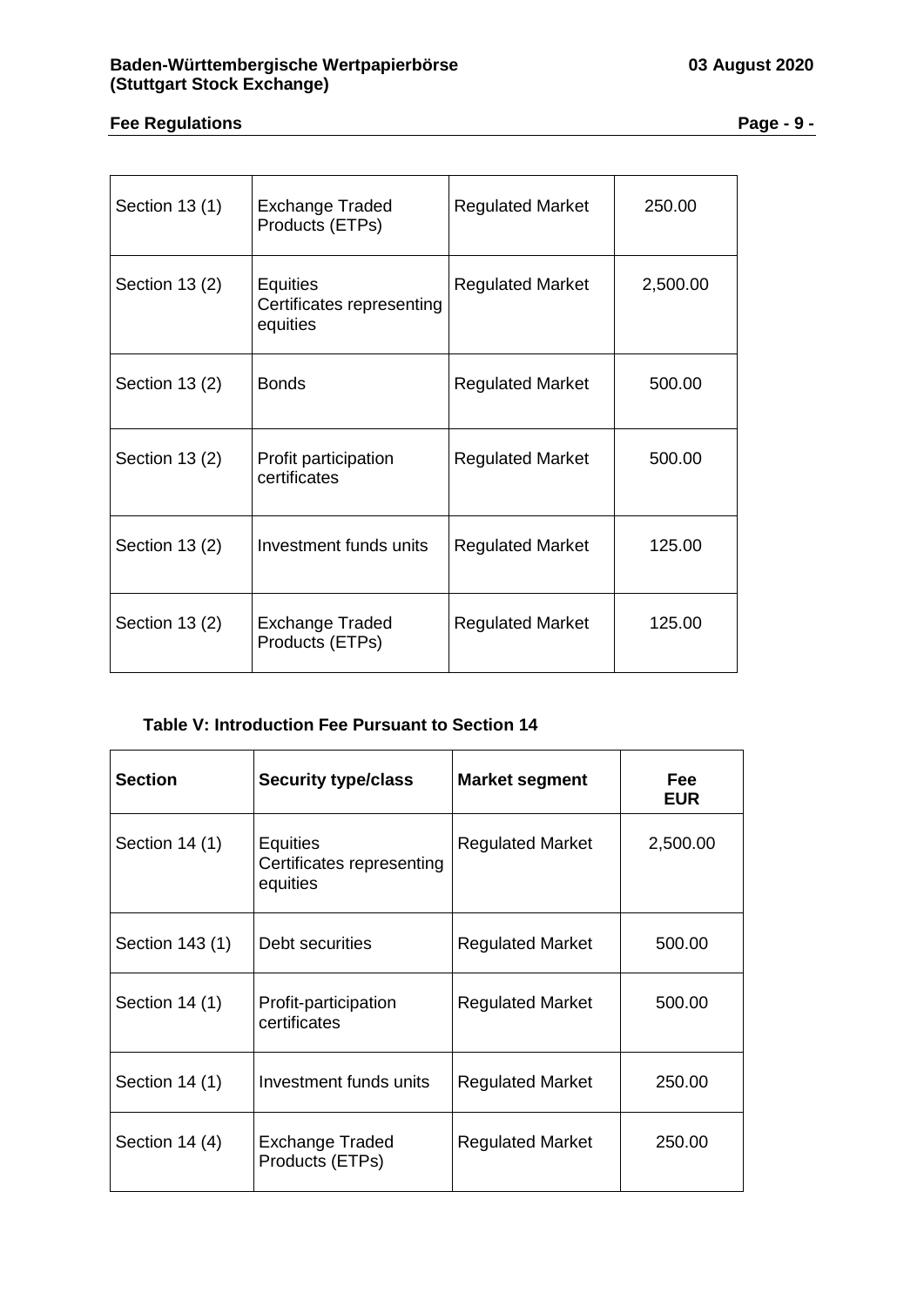| | | | |
|---|---|---|---|
| Section 13 (1) | Exchange Traded Products (ETPs) | Regulated Market | 250.00 |
| Section 13 (2) | Equities Certificates representing equities | Regulated Market | 2,500.00 |
| Section 13 (2) | Bonds | Regulated Market | 500.00 |
| Section 13 (2) | Profit participation certificates | Regulated Market | 500.00 |
| Section 13 (2) | Investment funds units | Regulated Market | 125.00 |
| Section 13 (2) | Exchange Traded Products (ETPs) | Regulated Market | 125.00 |

**Table V: Introduction Fee Pursuant to Section 14**

| Section | Security type/class | Market segment | Fee EUR |
|---|---|---|---|
| Section 14 (1) | Equities Certificates representing equities | Regulated Market | 2,500.00 |
| Section 143 (1) | Debt securities | Regulated Market | 500.00 |
| Section 14 (1) | Profit-participation certificates | Regulated Market | 500.00 |
| Section 14 (1) | Investment funds units | Regulated Market | 250.00 |
| Section 14 (4) | Exchange Traded Products (ETPs) | Regulated Market | 250.00 |